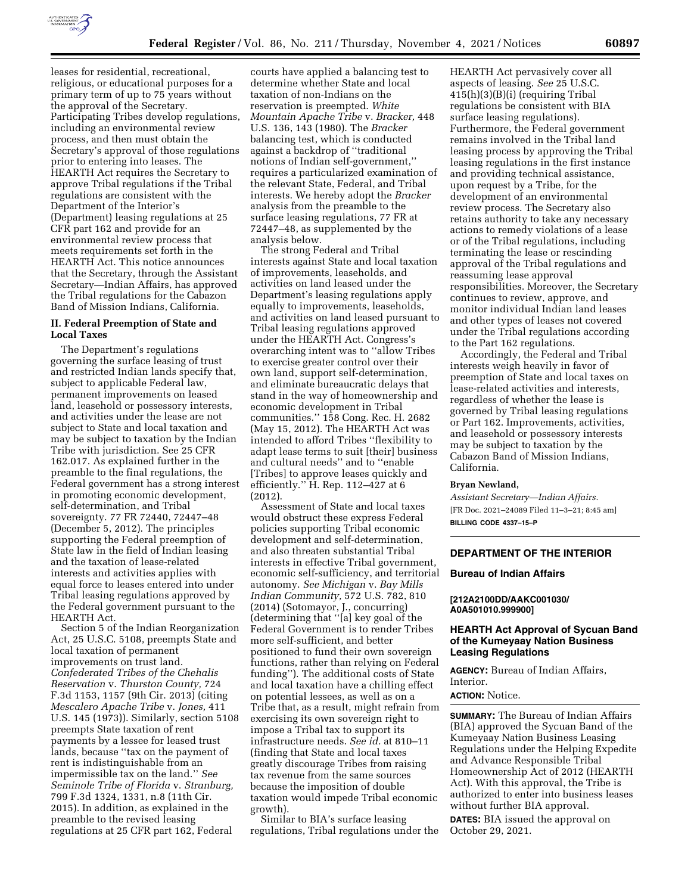leases for residential, recreational, religious, or educational purposes for a primary term of up to 75 years without the approval of the Secretary. Participating Tribes develop regulations, including an environmental review process, and then must obtain the Secretary's approval of those regulations prior to entering into leases. The HEARTH Act requires the Secretary to approve Tribal regulations if the Tribal regulations are consistent with the Department of the Interior's (Department) leasing regulations at 25 CFR part 162 and provide for an environmental review process that meets requirements set forth in the HEARTH Act. This notice announces that the Secretary, through the Assistant Secretary—Indian Affairs, has approved the Tribal regulations for the Cabazon Band of Mission Indians, California.

## II. Federal Preemption of State and Local Taxes

The Department's regulations governing the surface leasing of trust and restricted Indian lands specify that, subject to applicable Federal law, permanent improvements on leased land, leasehold or possessory interests, and activities under the lease are not subject to State and local taxation and may be subject to taxation by the Indian Tribe with jurisdiction. See 25 CFR 162.017. As explained further in the preamble to the final regulations, the Federal government has a strong interest in promoting economic development, self-determination, and Tribal sovereignty. 77 FR 72440, 72447–48 (December 5, 2012). The principles supporting the Federal preemption of State law in the field of Indian leasing and the taxation of lease-related interests and activities applies with equal force to leases entered into under Tribal leasing regulations approved by the Federal government pursuant to the HEARTH Act.

Section 5 of the Indian Reorganization Act, 25 U.S.C. 5108, preempts State and local taxation of permanent improvements on trust land. *Confederated Tribes of the Chehalis Reservation* v. *Thurston County,* 724 F.3d 1153, 1157 (9th Cir. 2013) (citing *Mescalero Apache Tribe* v. *Jones,* 411 U.S. 145 (1973)). Similarly, section 5108 preempts State taxation of rent payments by a lessee for leased trust lands, because "tax on the payment of rent is indistinguishable from an impermissible tax on the land." *See Seminole Tribe of Florida* v. *Stranburg,* 799 F.3d 1324, 1331, n.8 (11th Cir. 2015). In addition, as explained in the preamble to the revised leasing regulations at 25 CFR part 162, Federal courts have applied a balancing test to determine whether State and local taxation of non-Indians on the reservation is preempted. *White Mountain Apache Tribe* v. *Bracker,* 448 U.S. 136, 143 (1980). The *Bracker* balancing test, which is conducted against a backdrop of "traditional notions of Indian self-government," requires a particularized examination of the relevant State, Federal, and Tribal interests. We hereby adopt the *Bracker* analysis from the preamble to the surface leasing regulations, 77 FR at 72447–48, as supplemented by the analysis below.

The strong Federal and Tribal interests against State and local taxation of improvements, leaseholds, and activities on land leased under the Department's leasing regulations apply equally to improvements, leaseholds, and activities on land leased pursuant to Tribal leasing regulations approved under the HEARTH Act. Congress's overarching intent was to "allow Tribes to exercise greater control over their own land, support self-determination, and eliminate bureaucratic delays that stand in the way of homeownership and economic development in Tribal communities." 158 Cong. Rec. H. 2682 (May 15, 2012). The HEARTH Act was intended to afford Tribes "flexibility to adapt lease terms to suit [their] business and cultural needs" and to "enable [Tribes] to approve leases quickly and efficiently." H. Rep. 112–427 at 6 (2012).

Assessment of State and local taxes would obstruct these express Federal policies supporting Tribal economic development and self-determination, and also threaten substantial Tribal interests in effective Tribal government, economic self-sufficiency, and territorial autonomy. *See Michigan* v. *Bay Mills Indian Community,* 572 U.S. 782, 810 (2014) (Sotomayor, J., concurring) (determining that "[a] key goal of the Federal Government is to render Tribes more self-sufficient, and better positioned to fund their own sovereign functions, rather than relying on Federal funding"). The additional costs of State and local taxation have a chilling effect on potential lessees, as well as on a Tribe that, as a result, might refrain from exercising its own sovereign right to impose a Tribal tax to support its infrastructure needs. *See id.* at 810–11 (finding that State and local taxes greatly discourage Tribes from raising tax revenue from the same sources because the imposition of double taxation would impede Tribal economic growth).

Similar to BIA's surface leasing regulations, Tribal regulations under the HEARTH Act pervasively cover all aspects of leasing. *See* 25 U.S.C. 415(h)(3)(B)(i) (requiring Tribal regulations be consistent with BIA surface leasing regulations). Furthermore, the Federal government remains involved in the Tribal land leasing process by approving the Tribal leasing regulations in the first instance and providing technical assistance, upon request by a Tribe, for the development of an environmental review process. The Secretary also retains authority to take any necessary actions to remedy violations of a lease or of the Tribal regulations, including terminating the lease or rescinding approval of the Tribal regulations and reassuming lease approval responsibilities. Moreover, the Secretary continues to review, approve, and monitor individual Indian land leases and other types of leases not covered under the Tribal regulations according to the Part 162 regulations.

Accordingly, the Federal and Tribal interests weigh heavily in favor of preemption of State and local taxes on lease-related activities and interests, regardless of whether the lease is governed by Tribal leasing regulations or Part 162. Improvements, activities, and leasehold or possessory interests may be subject to taxation by the Cabazon Band of Mission Indians, California.

**Bryan Newland,**

*Assistant Secretary—Indian Affairs.*

[FR Doc. 2021–24089 Filed 11–3–21; 8:45 am]

**BILLING CODE 4337–15–P**

---

# DEPARTMENT OF THE INTERIOR

## Bureau of Indian Affairs

**[212A2100DD/AAKC001030/A0A501010.999900]**

## HEARTH Act Approval of Sycuan Band of the Kumeyaay Nation Business Leasing Regulations

**AGENCY:** Bureau of Indian Affairs, Interior.

**ACTION:** Notice.

**SUMMARY:** The Bureau of Indian Affairs (BIA) approved the Sycuan Band of the Kumeyaay Nation Business Leasing Regulations under the Helping Expedite and Advance Responsible Tribal Homeownership Act of 2012 (HEARTH Act). With this approval, the Tribe is authorized to enter into business leases without further BIA approval.

**DATES:** BIA issued the approval on October 29, 2021.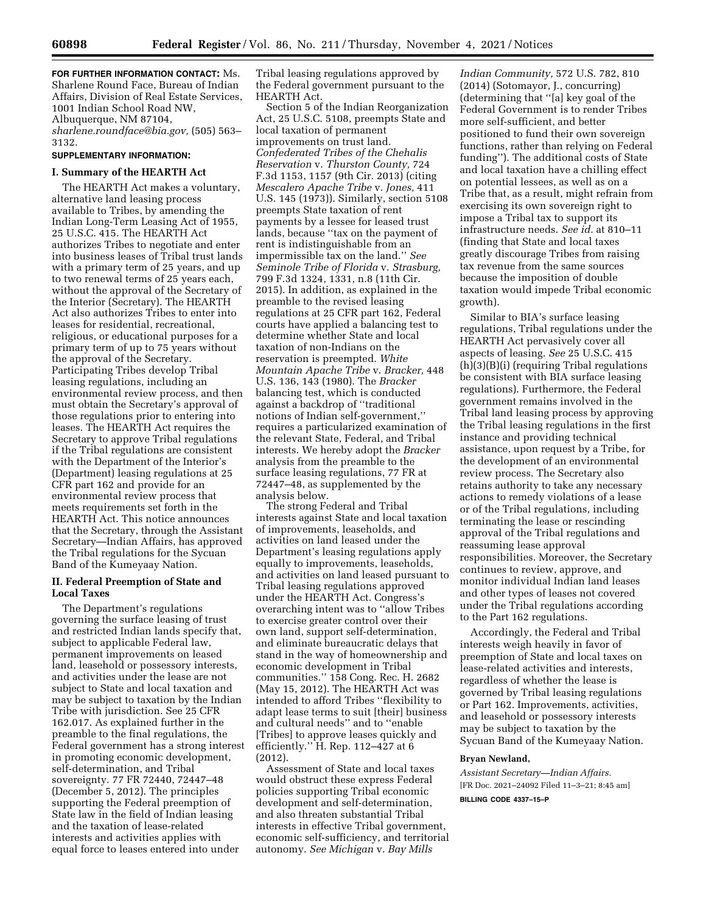**FOR FURTHER INFORMATION CONTACT:** Ms. Sharlene Round Face, Bureau of Indian Affairs, Division of Real Estate Services, 1001 Indian School Road NW, Albuquerque, NM 87104, *sharlene.roundface@bia.gov,* (505) 563–3132.

**SUPPLEMENTARY INFORMATION:**

## I. Summary of the HEARTH Act

The HEARTH Act makes a voluntary, alternative land leasing process available to Tribes, by amending the Indian Long-Term Leasing Act of 1955, 25 U.S.C. 415. The HEARTH Act authorizes Tribes to negotiate and enter into business leases of Tribal trust lands with a primary term of 25 years, and up to two renewal terms of 25 years each, without the approval of the Secretary of the Interior (Secretary). The HEARTH Act also authorizes Tribes to enter into leases for residential, recreational, religious, or educational purposes for a primary term of up to 75 years without the approval of the Secretary. Participating Tribes develop Tribal leasing regulations, including an environmental review process, and then must obtain the Secretary's approval of those regulations prior to entering into leases. The HEARTH Act requires the Secretary to approve Tribal regulations if the Tribal regulations are consistent with the Department of the Interior's (Department) leasing regulations at 25 CFR part 162 and provide for an environmental review process that meets requirements set forth in the HEARTH Act. This notice announces that the Secretary, through the Assistant Secretary—Indian Affairs, has approved the Tribal regulations for the Sycuan Band of the Kumeyaay Nation.

## II. Federal Preemption of State and Local Taxes

The Department's regulations governing the surface leasing of trust and restricted Indian lands specify that, subject to applicable Federal law, permanent improvements on leased land, leasehold or possessory interests, and activities under the lease are not subject to State and local taxation and may be subject to taxation by the Indian Tribe with jurisdiction. See 25 CFR 162.017. As explained further in the preamble to the final regulations, the Federal government has a strong interest in promoting economic development, self-determination, and Tribal sovereignty. 77 FR 72440, 72447–48 (December 5, 2012). The principles supporting the Federal preemption of State law in the field of Indian leasing and the taxation of lease-related interests and activities applies with equal force to leases entered into under Tribal leasing regulations approved by the Federal government pursuant to the HEARTH Act.

Section 5 of the Indian Reorganization Act, 25 U.S.C. 5108, preempts State and local taxation of permanent improvements on trust land. *Confederated Tribes of the Chehalis Reservation* v. *Thurston County,* 724 F.3d 1153, 1157 (9th Cir. 2013) (citing *Mescalero Apache Tribe* v. *Jones,* 411 U.S. 145 (1973)). Similarly, section 5108 preempts State taxation of rent payments by a lessee for leased trust lands, because "tax on the payment of rent is indistinguishable from an impermissible tax on the land." *See Seminole Tribe of Florida* v. *Strasburg,* 799 F.3d 1324, 1331, n.8 (11th Cir. 2015). In addition, as explained in the preamble to the revised leasing regulations at 25 CFR part 162, Federal courts have applied a balancing test to determine whether State and local taxation of non-Indians on the reservation is preempted. *White Mountain Apache Tribe* v. *Bracker,* 448 U.S. 136, 143 (1980). The *Bracker* balancing test, which is conducted against a backdrop of "traditional notions of Indian self-government," requires a particularized examination of the relevant State, Federal, and Tribal interests. We hereby adopt the *Bracker* analysis from the preamble to the surface leasing regulations, 77 FR at 72447–48, as supplemented by the analysis below.

The strong Federal and Tribal interests against State and local taxation of improvements, leaseholds, and activities on land leased under the Department's leasing regulations apply equally to improvements, leaseholds, and activities on land leased pursuant to Tribal leasing regulations approved under the HEARTH Act. Congress's overarching intent was to "allow Tribes to exercise greater control over their own land, support self-determination, and eliminate bureaucratic delays that stand in the way of homeownership and economic development in Tribal communities." 158 Cong. Rec. H. 2682 (May 15, 2012). The HEARTH Act was intended to afford Tribes "flexibility to adapt lease terms to suit [their] business and cultural needs" and to "enable [Tribes] to approve leases quickly and efficiently." H. Rep. 112–427 at 6 (2012).

Assessment of State and local taxes would obstruct these express Federal policies supporting Tribal economic development and self-determination, and also threaten substantial Tribal interests in effective Tribal government, economic self-sufficiency, and territorial autonomy. *See Michigan* v. *Bay Mills Indian Community,* 572 U.S. 782, 810 (2014) (Sotomayor, J., concurring) (determining that "[a] key goal of the Federal Government is to render Tribes more self-sufficient, and better positioned to fund their own sovereign functions, rather than relying on Federal funding"). The additional costs of State and local taxation have a chilling effect on potential lessees, as well as on a Tribe that, as a result, might refrain from exercising its own sovereign right to impose a Tribal tax to support its infrastructure needs. *See id.* at 810–11 (finding that State and local taxes greatly discourage Tribes from raising tax revenue from the same sources because the imposition of double taxation would impede Tribal economic growth).

Similar to BIA's surface leasing regulations, Tribal regulations under the HEARTH Act pervasively cover all aspects of leasing. *See* 25 U.S.C. 415 (h)(3)(B)(i) (requiring Tribal regulations be consistent with BIA surface leasing regulations). Furthermore, the Federal government remains involved in the Tribal land leasing process by approving the Tribal leasing regulations in the first instance and providing technical assistance, upon request by a Tribe, for the development of an environmental review process. The Secretary also retains authority to take any necessary actions to remedy violations of a lease or of the Tribal regulations, including terminating the lease or rescinding approval of the Tribal regulations and reassuming lease approval responsibilities. Moreover, the Secretary continues to review, approve, and monitor individual Indian land leases and other types of leases not covered under the Tribal regulations according to the Part 162 regulations.

Accordingly, the Federal and Tribal interests weigh heavily in favor of preemption of State and local taxes on lease-related activities and interests, regardless of whether the lease is governed by Tribal leasing regulations or Part 162. Improvements, activities, and leasehold or possessory interests may be subject to taxation by the Sycuan Band of the Kumeyaay Nation.

**Bryan Newland,**

*Assistant Secretary—Indian Affairs.*

[FR Doc. 2021–24092 Filed 11–3–21; 8:45 am]

**BILLING CODE 4337–15–P**